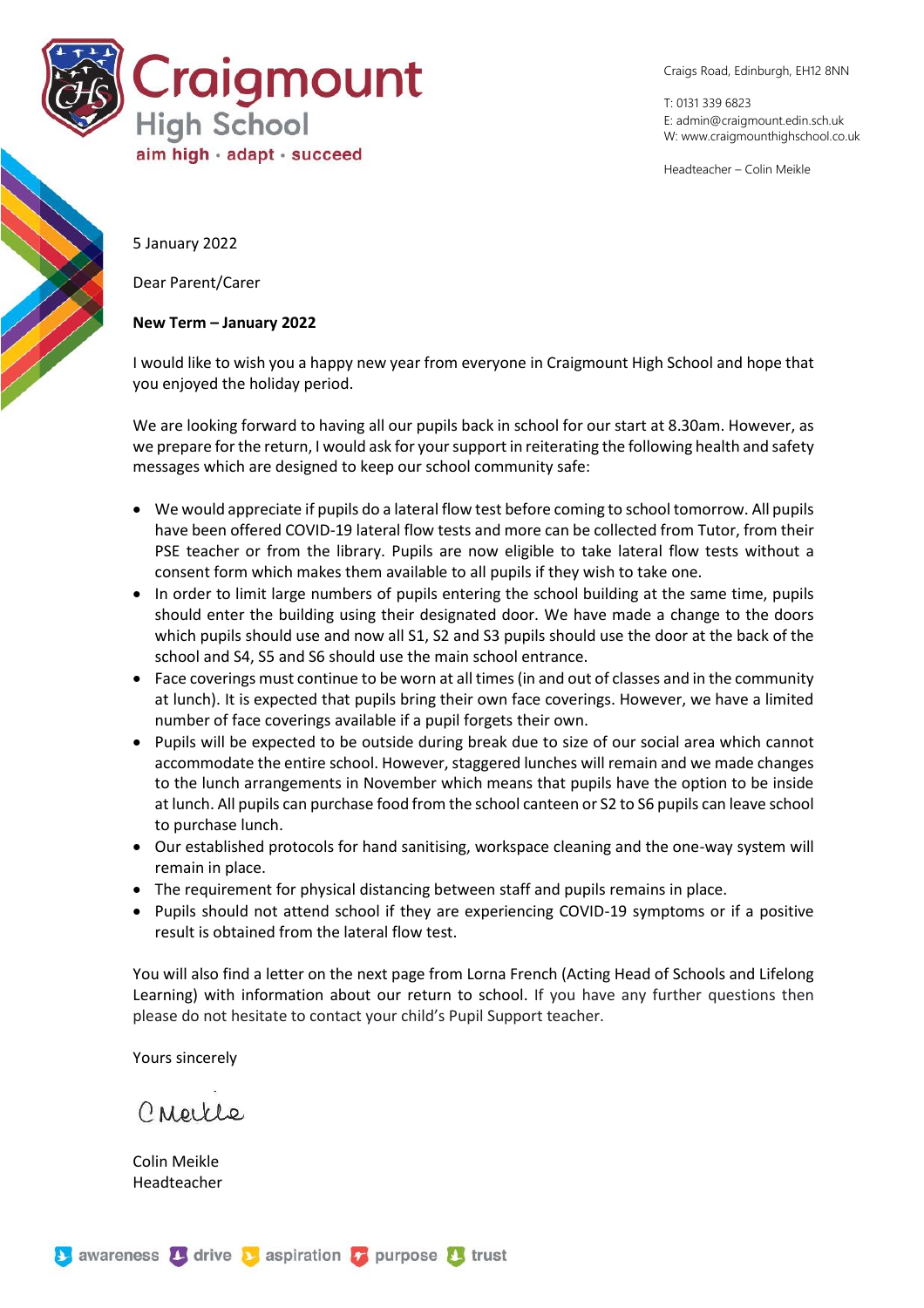# Craigmount High School

aim high · adapt · succeed

Craigs Road, Edinburgh, EH12 8NN

T: 0131 339 6823
E: admin@craigmount.edin.sch.uk
W: www.craigmounthighschool.co.uk

Headteacher – Colin Meikle

5 January 2022

Dear Parent/Carer

**New Term – January 2022**

I would like to wish you a happy new year from everyone in Craigmount High School and hope that you enjoyed the holiday period.

We are looking forward to having all our pupils back in school for our start at 8.30am. However, as we prepare for the return, I would ask for your support in reiterating the following health and safety messages which are designed to keep our school community safe:

- We would appreciate if pupils do a lateral flow test before coming to school tomorrow. All pupils have been offered COVID-19 lateral flow tests and more can be collected from Tutor, from their PSE teacher or from the library. Pupils are now eligible to take lateral flow tests without a consent form which makes them available to all pupils if they wish to take one.
- In order to limit large numbers of pupils entering the school building at the same time, pupils should enter the building using their designated door. We have made a change to the doors which pupils should use and now all S1, S2 and S3 pupils should use the door at the back of the school and S4, S5 and S6 should use the main school entrance.
- Face coverings must continue to be worn at all times (in and out of classes and in the community at lunch). It is expected that pupils bring their own face coverings. However, we have a limited number of face coverings available if a pupil forgets their own.
- Pupils will be expected to be outside during break due to size of our social area which cannot accommodate the entire school. However, staggered lunches will remain and we made changes to the lunch arrangements in November which means that pupils have the option to be inside at lunch. All pupils can purchase food from the school canteen or S2 to S6 pupils can leave school to purchase lunch.
- Our established protocols for hand sanitising, workspace cleaning and the one-way system will remain in place.
- The requirement for physical distancing between staff and pupils remains in place.
- Pupils should not attend school if they are experiencing COVID-19 symptoms or if a positive result is obtained from the lateral flow test.

You will also find a letter on the next page from Lorna French (Acting Head of Schools and Lifelong Learning) with information about our return to school. If you have any further questions then please do not hesitate to contact your child's Pupil Support teacher.

Yours sincerely

C Meikle

Colin Meikle
Headteacher

awareness · drive · aspiration · purpose · trust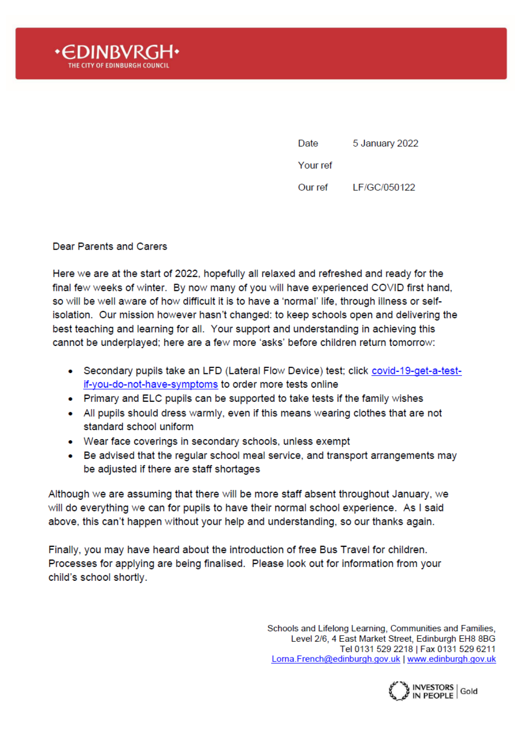•EDINBVRGH•
THE CITY OF EDINBURGH COUNCIL

Date 5 January 2022

Your ref

Our ref LF/GC/050122

Dear Parents and Carers

Here we are at the start of 2022, hopefully all relaxed and refreshed and ready for the final few weeks of winter. By now many of you will have experienced COVID first hand, so will be well aware of how difficult it is to have a 'normal' life, through illness or self-isolation. Our mission however hasn't changed: to keep schools open and delivering the best teaching and learning for all. Your support and understanding in achieving this cannot be underplayed; here are a few more 'asks' before children return tomorrow:

- Secondary pupils take an LFD (Lateral Flow Device) test; click [covid-19-get-a-test-if-you-do-not-have-symptoms]() to order more tests online
- Primary and ELC pupils can be supported to take tests if the family wishes
- All pupils should dress warmly, even if this means wearing clothes that are not standard school uniform
- Wear face coverings in secondary schools, unless exempt
- Be advised that the regular school meal service, and transport arrangements may be adjusted if there are staff shortages

Although we are assuming that there will be more staff absent throughout January, we will do everything we can for pupils to have their normal school experience. As I said above, this can't happen without your help and understanding, so our thanks again.

Finally, you may have heard about the introduction of free Bus Travel for children. Processes for applying are being finalised. Please look out for information from your child's school shortly.

Schools and Lifelong Learning, Communities and Families,
Level 2/6, 4 East Market Street, Edinburgh EH8 8BG
Tel 0131 529 2218 | Fax 0131 529 6211
Lorna.French@edinburgh.gov.uk | www.edinburgh.gov.uk

INVESTORS IN PEOPLE | Gold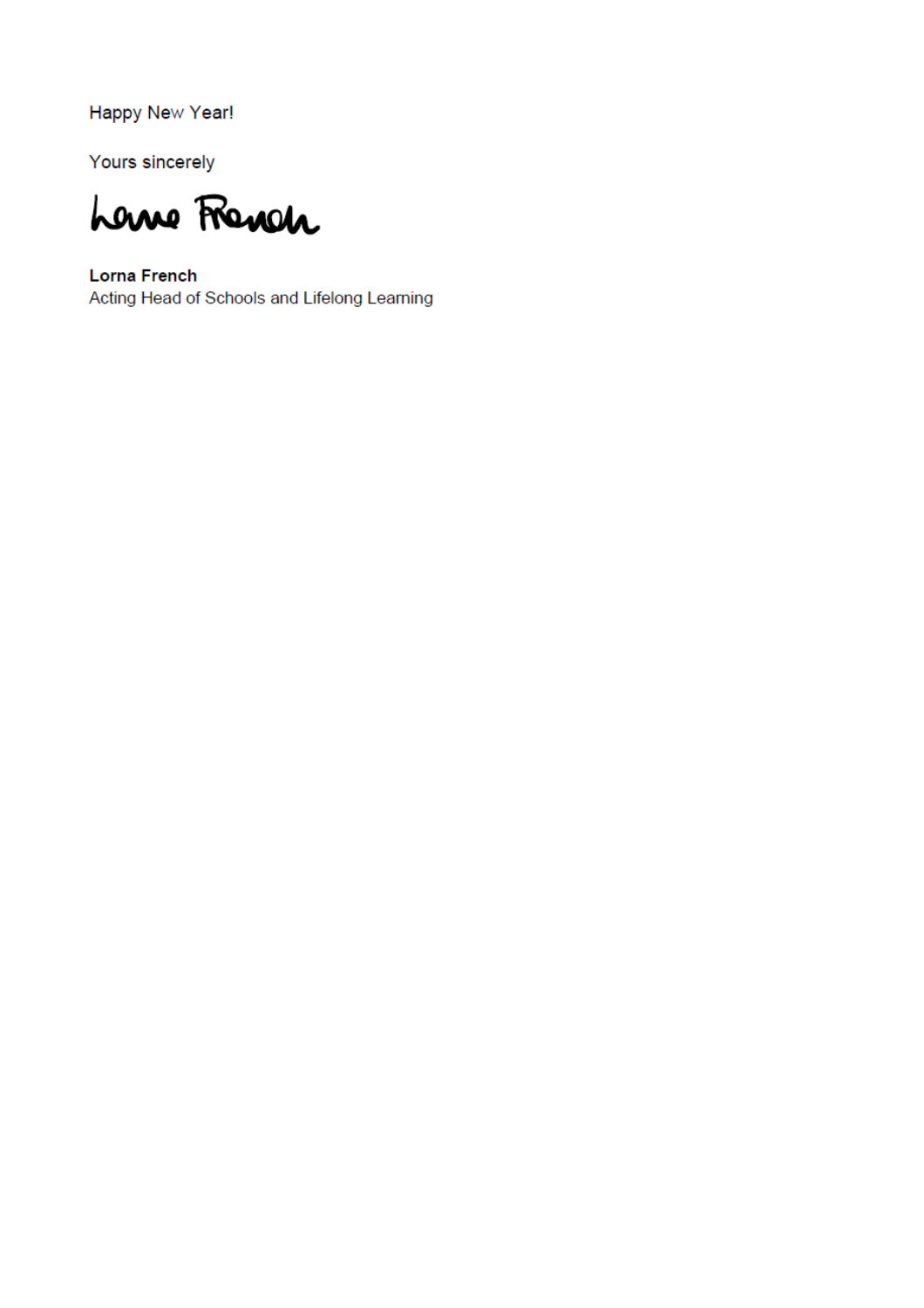Happy New Year!

Yours sincerely

Lorna French

**Lorna French**
Acting Head of Schools and Lifelong Learning